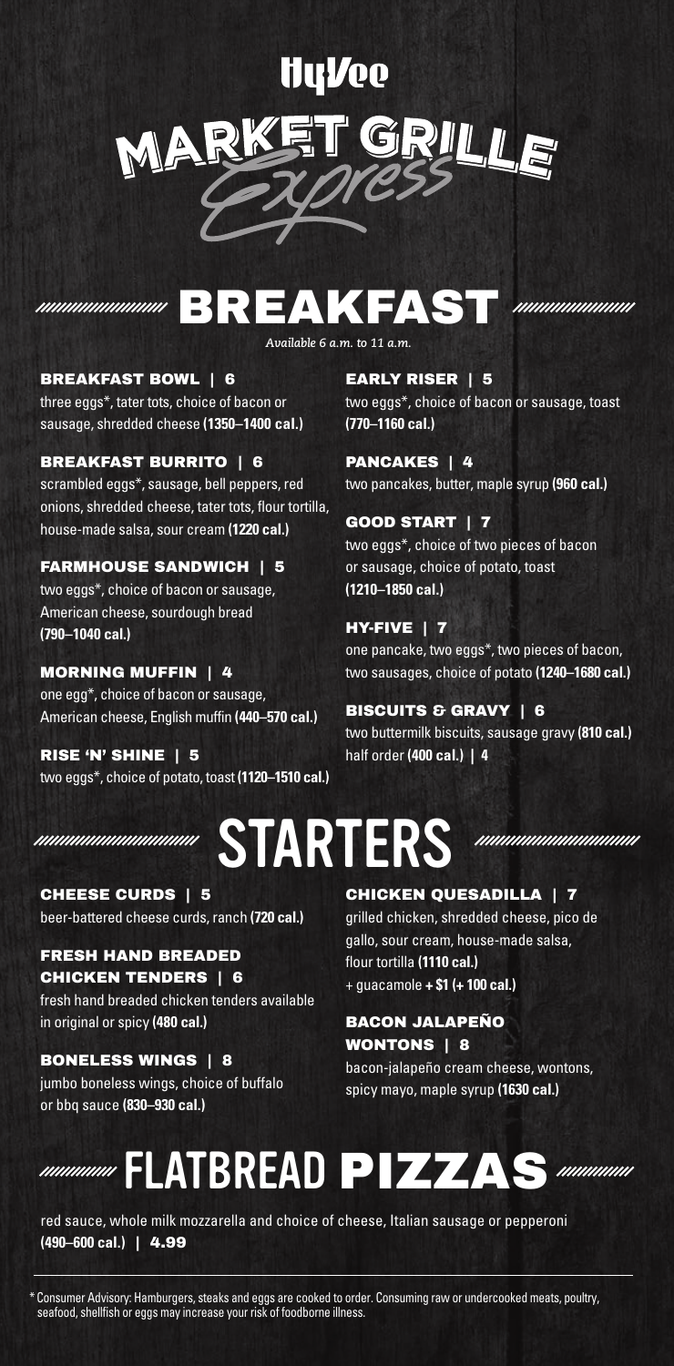# HyVee

# MARKET GRILLE *Express*

## BREAKFAST

*Available 6 a.m. to 11 a.m.*

### BREAKFAST BOWL | 6

three eggs*, tater tots, choice of bacon or sausage, shredded cheese **(1350–1400 cal.)**

### BREAKFAST BURRITO | 6

scrambled eggs*, sausage, bell peppers, red onions, shredded cheese, tater tots, flour tortilla, house-made salsa, sour cream **(1220 cal.)**

### FARMHOUSE SANDWICH | 5

two eggs*, choice of bacon or sausage, American cheese, sourdough bread **(790–1040 cal.)**

### MORNING MUFFIN | 4

one egg*, choice of bacon or sausage, American cheese, English muffin **(440–570 cal.)**

### RISE 'N' SHINE | 5

two eggs*, choice of potato, toast **(1120–1510 cal.)**

### EARLY RISER | 5

two eggs*, choice of bacon or sausage, toast **(770–1160 cal.)**

### PANCAKES | 4

two pancakes, butter, maple syrup **(960 cal.)**

### GOOD START | 7

two eggs*, choice of two pieces of bacon or sausage, choice of potato, toast **(1210–1850 cal.)**

### HY-FIVE | 7

one pancake, two eggs*, two pieces of bacon, two sausages, choice of potato **(1240–1680 cal.)**

### BISCUITS & GRAVY | 6

two buttermilk biscuits, sausage gravy **(810 cal.)**
half order **(400 cal.) | 4**

## STARTERS

### CHEESE CURDS | 5

beer-battered cheese curds, ranch **(720 cal.)**

### FRESH HAND BREADED CHICKEN TENDERS | 6

fresh hand breaded chicken tenders available in original or spicy **(480 cal.)**

### BONELESS WINGS | 8

jumbo boneless wings, choice of buffalo or bbq sauce **(830–930 cal.)**

### CHICKEN QUESADILLA | 7

grilled chicken, shredded cheese, pico de gallo, sour cream, house-made salsa, flour tortilla **(1110 cal.)**
+ guacamole **+ $1 (+ 100 cal.)**

### BACON JALAPEÑO WONTONS | 8

bacon-jalapeño cream cheese, wontons, spicy mayo, maple syrup **(1630 cal.)**

## FLATBREAD PIZZAS

red sauce, whole milk mozzarella and choice of cheese, Italian sausage or pepperoni **(490–600 cal.) | 4.99**

---

* Consumer Advisory: Hamburgers, steaks and eggs are cooked to order. Consuming raw or undercooked meats, poultry, seafood, shellfish or eggs may increase your risk of foodborne illness.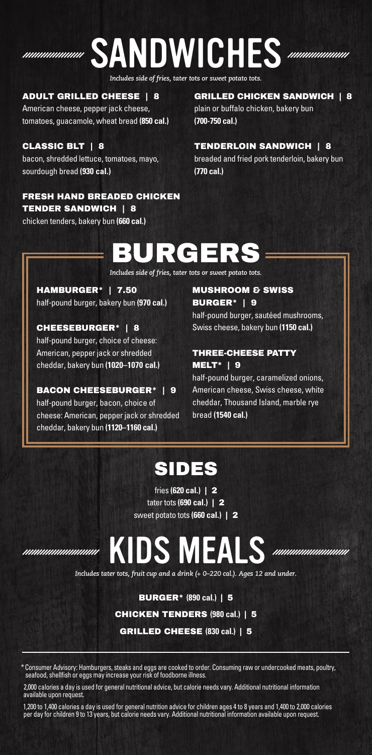# SANDWICHES

*Includes side of fries, tater tots or sweet potato tots.*

### ADULT GRILLED CHEESE | 8

American cheese, pepper jack cheese, tomatoes, guacamole, wheat bread **(850 cal.)**

### CLASSIC BLT | 8

bacon, shredded lettuce, tomatoes, mayo, sourdough bread **(930 cal.)**

### FRESH HAND BREADED CHICKEN TENDER SANDWICH | 8

chicken tenders, bakery bun **(660 cal.)**

### GRILLED CHICKEN SANDWICH | 8

plain or buffalo chicken, bakery bun **(700-750 cal.)**

### TENDERLOIN SANDWICH | 8

breaded and fried pork tenderloin, bakery bun **(770 cal.)**

# BURGERS

*Includes side of fries, tater tots or sweet potato tots.*

### HAMBURGER* | 7.50

half-pound burger, bakery bun **(970 cal.)**

### CHEESEBURGER* | 8

half-pound burger, choice of cheese: American, pepper jack or shredded cheddar, bakery bun **(1020–1070 cal.)**

### BACON CHEESEBURGER* | 9

half-pound burger, bacon, choice of cheese: American, pepper jack or shredded cheddar, bakery bun **(1120–1160 cal.)**

### MUSHROOM & SWISS BURGER* | 9

half-pound burger, sautéed mushrooms, Swiss cheese, bakery bun **(1150 cal.)**

### THREE-CHEESE PATTY MELT* | 9

half-pound burger, caramelized onions, American cheese, Swiss cheese, white cheddar, Thousand Island, marble rye bread **(1540 cal.)**

# SIDES

fries **(620 cal.)** | **2**

tater tots **(690 cal.)** | **2**

sweet potato tots **(660 cal.)** | **2**

# KIDS MEALS

*Includes tater tots, fruit cup and a drink (+ 0–220 cal.). Ages 12 and under.*

**BURGER*** **(890 cal.)** | **5**

**CHICKEN TENDERS** **(980 cal.)** | **5**

**GRILLED CHEESE** **(830 cal.)** | **5**

---

* Consumer Advisory: Hamburgers, steaks and eggs are cooked to order. Consuming raw or undercooked meats, poultry, seafood, shellfish or eggs may increase your risk of foodborne illness.

2,000 calories a day is used for general nutritional advice, but calorie needs vary. Additional nutritional information available upon request.

1,200 to 1,400 calories a day is used for general nutrition advice for children ages 4 to 8 years and 1,400 to 2,000 calories per day for children 9 to 13 years, but calorie needs vary. Additional nutritional information available upon request.